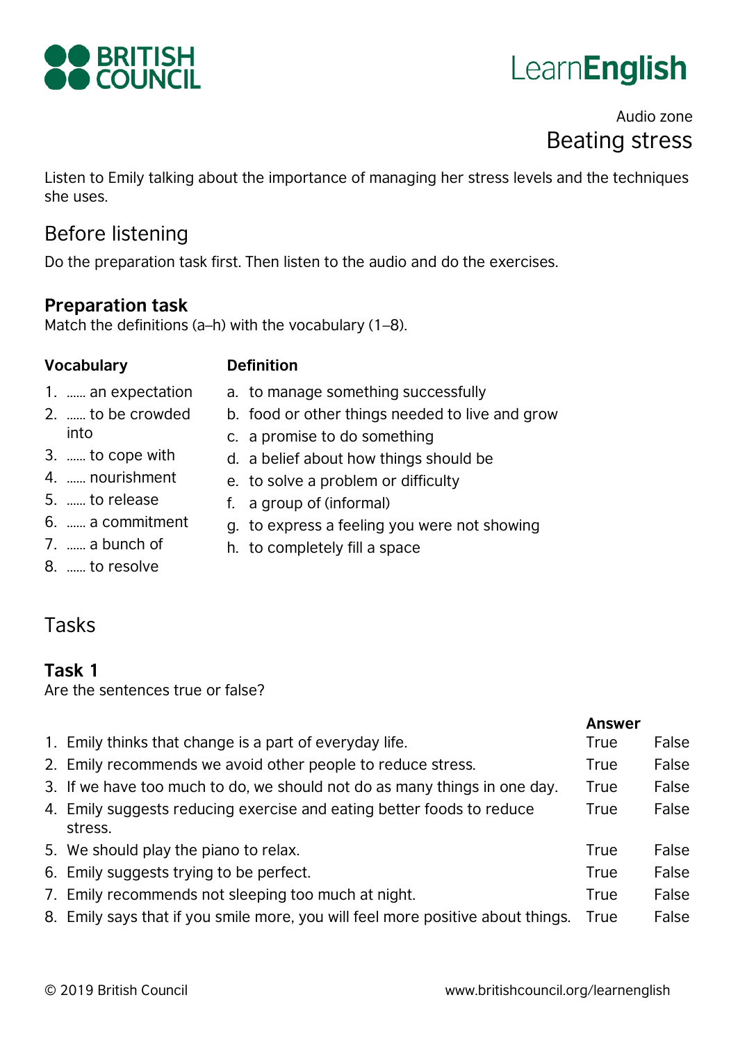BRITISH COUNCIL

LearnEnglish

Audio zone

# Beating stress

Listen to Emily talking about the importance of managing her stress levels and the techniques she uses.

## Before listening

Do the preparation task first. Then listen to the audio and do the exercises.

### Preparation task

Match the definitions (a–h) with the vocabulary (1–8).

| Vocabulary | Definition |
| --- | --- |
| 1. …… an expectation | a. to manage something successfully |
| 2. …… to be crowded into | b. food or other things needed to live and grow |
| 3. …… to cope with | c. a promise to do something |
| 4. …… nourishment | d. a belief about how things should be |
| 5. …… to release | e. to solve a problem or difficulty |
| 6. …… a commitment | f. a group of (informal) |
| 7. …… a bunch of | g. to express a feeling you were not showing |
| 8. …… to resolve | h. to completely fill a space |

## Tasks

### Task 1

Are the sentences true or false?

| | | Answer | |
| --- | --- | --- | --- |
| 1. | Emily thinks that change is a part of everyday life. | True | False |
| 2. | Emily recommends we avoid other people to reduce stress. | True | False |
| 3. | If we have too much to do, we should not do as many things in one day. | True | False |
| 4. | Emily suggests reducing exercise and eating better foods to reduce stress. | True | False |
| 5. | We should play the piano to relax. | True | False |
| 6. | Emily suggests trying to be perfect. | True | False |
| 7. | Emily recommends not sleeping too much at night. | True | False |
| 8. | Emily says that if you smile more, you will feel more positive about things. | True | False |

© 2019 British Council www.britishcouncil.org/learnenglish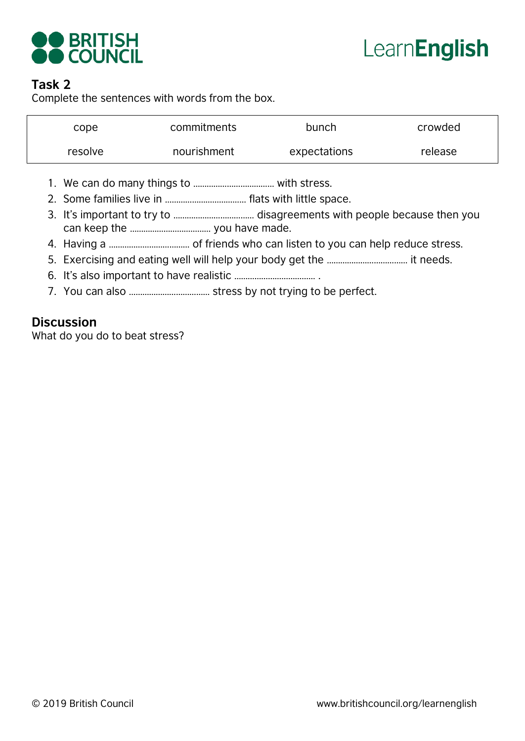## Task 2

Complete the sentences with words from the box.

| | | | |
|---|---|---|---|
| cope | commitments | bunch | crowded |
| resolve | nourishment | expectations | release |

1. We can do many things to ................................... with stress.
2. Some families live in ................................... flats with little space.
3. It's important to try to ................................... disagreements with people because then you can keep the ................................... you have made.
4. Having a ................................... of friends who can listen to you can help reduce stress.
5. Exercising and eating well will help your body get the ................................... it needs.
6. It's also important to have realistic ................................... .
7. You can also ................................... stress by not trying to be perfect.

## Discussion

What do you do to beat stress?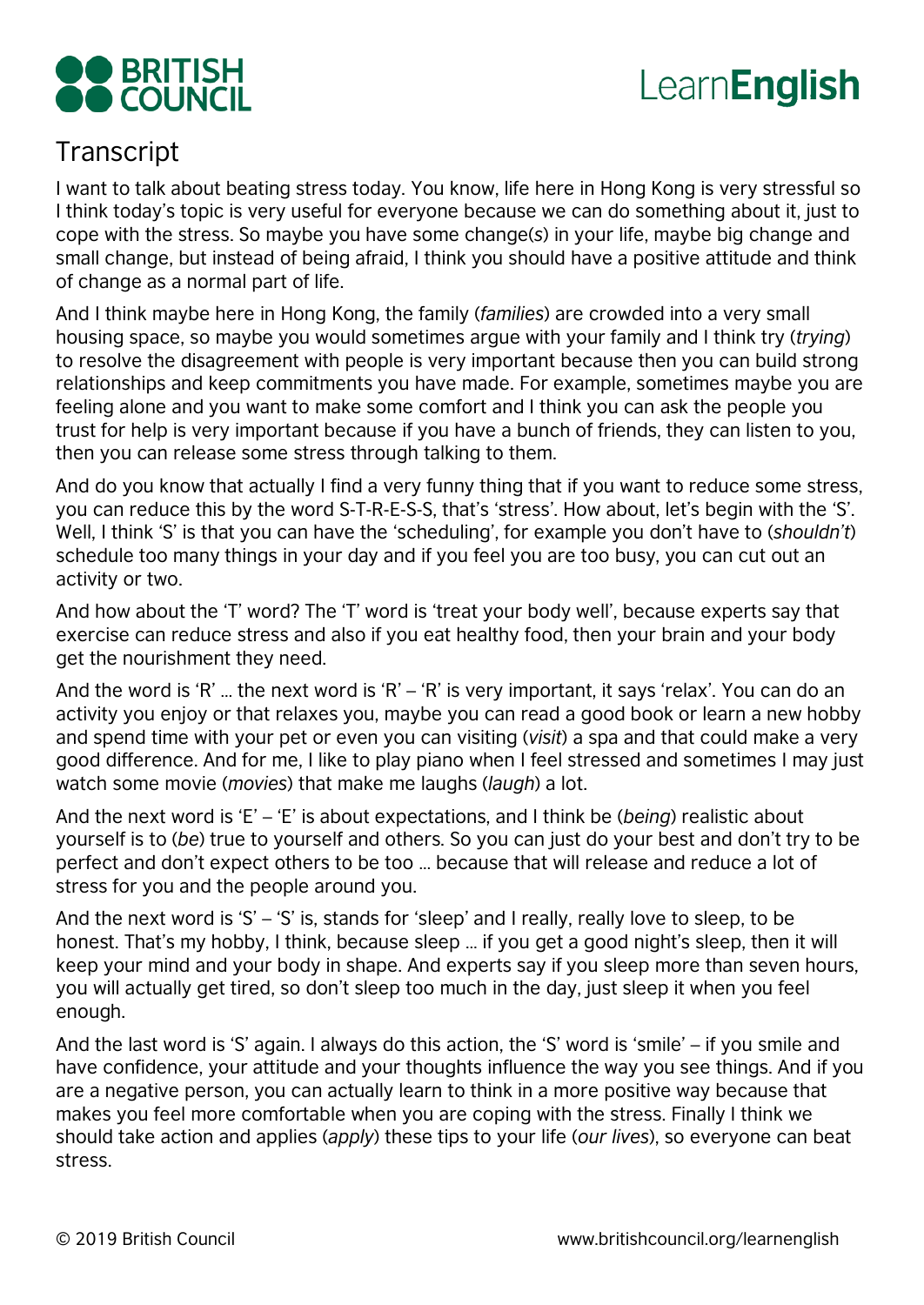# Transcript

I want to talk about beating stress today. You know, life here in Hong Kong is very stressful so I think today's topic is very useful for everyone because we can do something about it, just to cope with the stress. So maybe you have some change(s) in your life, maybe big change and small change, but instead of being afraid, I think you should have a positive attitude and think of change as a normal part of life.

And I think maybe here in Hong Kong, the family (*families*) are crowded into a very small housing space, so maybe you would sometimes argue with your family and I think try (*trying*) to resolve the disagreement with people is very important because then you can build strong relationships and keep commitments you have made. For example, sometimes maybe you are feeling alone and you want to make some comfort and I think you can ask the people you trust for help is very important because if you have a bunch of friends, they can listen to you, then you can release some stress through talking to them.

And do you know that actually I find a very funny thing that if you want to reduce some stress, you can reduce this by the word S-T-R-E-S-S, that's 'stress'. How about, let's begin with the 'S'. Well, I think 'S' is that you can have the 'scheduling', for example you don't have to (*shouldn't*) schedule too many things in your day and if you feel you are too busy, you can cut out an activity or two.

And how about the 'T' word? The 'T' word is 'treat your body well', because experts say that exercise can reduce stress and also if you eat healthy food, then your brain and your body get the nourishment they need.

And the word is 'R' … the next word is 'R' – 'R' is very important, it says 'relax'. You can do an activity you enjoy or that relaxes you, maybe you can read a good book or learn a new hobby and spend time with your pet or even you can visiting (*visit*) a spa and that could make a very good difference. And for me, I like to play piano when I feel stressed and sometimes I may just watch some movie (*movies*) that make me laughs (*laugh*) a lot.

And the next word is 'E' – 'E' is about expectations, and I think be (*being*) realistic about yourself is to (*be*) true to yourself and others. So you can just do your best and don't try to be perfect and don't expect others to be too … because that will release and reduce a lot of stress for you and the people around you.

And the next word is 'S' – 'S' is, stands for 'sleep' and I really, really love to sleep, to be honest. That's my hobby, I think, because sleep … if you get a good night's sleep, then it will keep your mind and your body in shape. And experts say if you sleep more than seven hours, you will actually get tired, so don't sleep too much in the day, just sleep it when you feel enough.

And the last word is 'S' again. I always do this action, the 'S' word is 'smile' – if you smile and have confidence, your attitude and your thoughts influence the way you see things. And if you are a negative person, you can actually learn to think in a more positive way because that makes you feel more comfortable when you are coping with the stress. Finally I think we should take action and applies (*apply*) these tips to your life (*our lives*), so everyone can beat stress.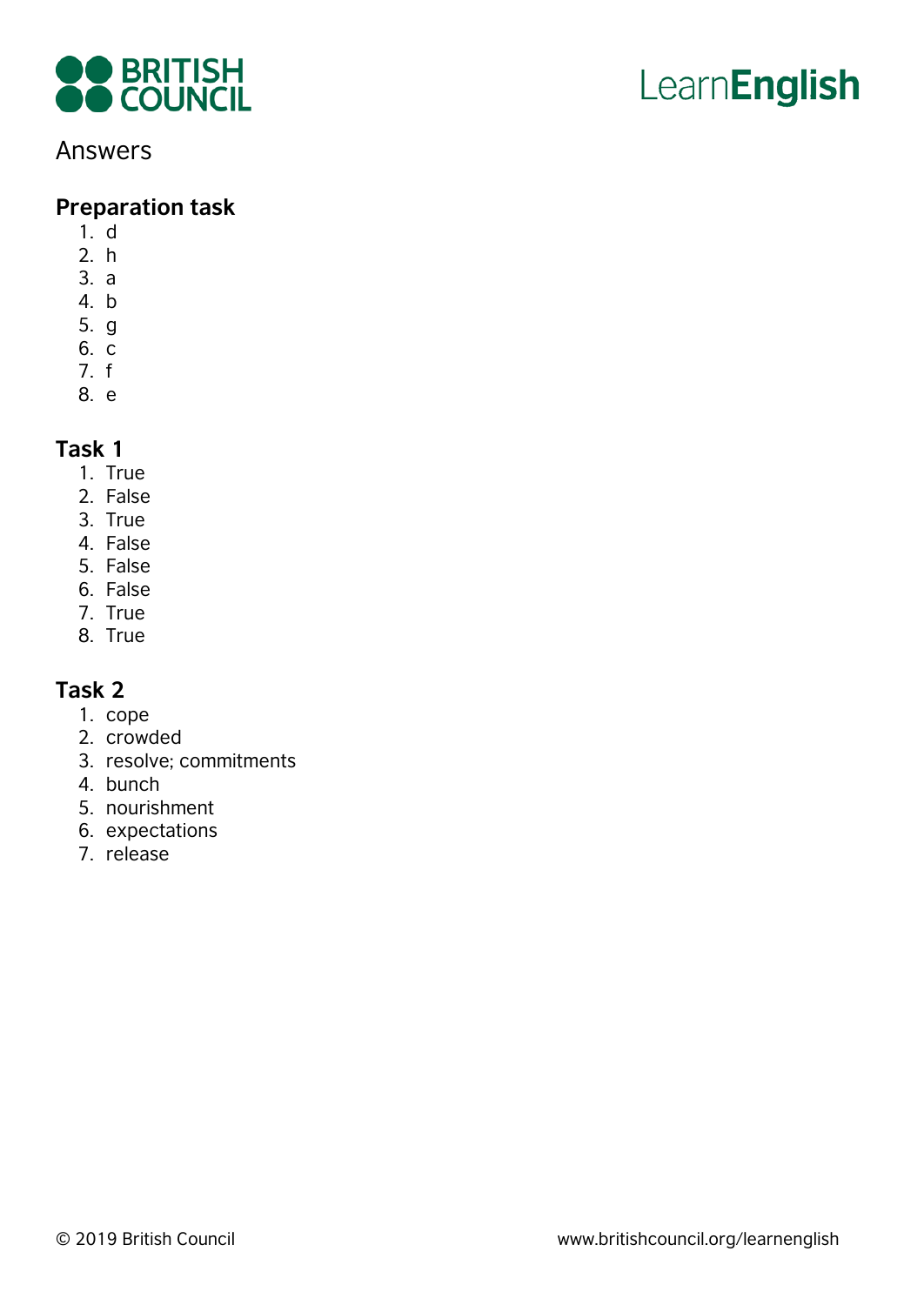# Answers

## Preparation task

1. d
2. h
3. a
4. b
5. g
6. c
7. f
8. e

## Task 1

1. True
2. False
3. True
4. False
5. False
6. False
7. True
8. True

## Task 2

1. cope
2. crowded
3. resolve; commitments
4. bunch
5. nourishment
6. expectations
7. release